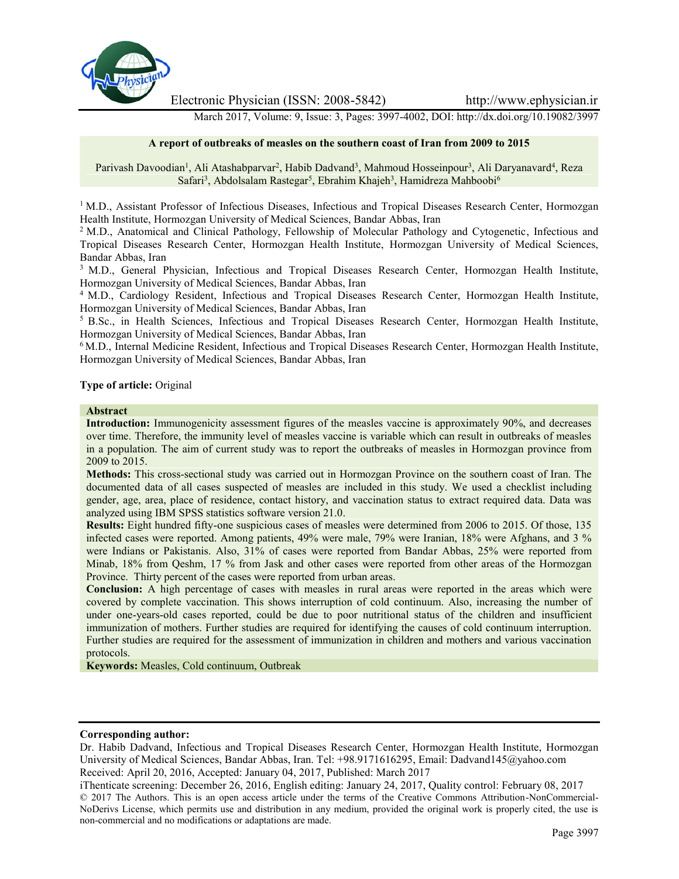Electronic Physician (ISSN: 2008-5842) http://www.ephysician.ir

March 2017, Volume: 9, Issue: 3, Pages: 3997-4002, DOI: http://dx.doi.org/10.19082/3997

# A report of outbreaks of measles on the southern coast of Iran from 2009 to 2015

Parivash Davoodian[1], Ali Atashabparvar[2], Habib Dadvand[3], Mahmoud Hosseinpour[3], Ali Daryanavard[4], Reza Safari[3], Abdolsalam Rastegar[5], Ebrahim Khajeh[3], Hamidreza Mahboobi[6]

[1] M.D., Assistant Professor of Infectious Diseases, Infectious and Tropical Diseases Research Center, Hormozgan Health Institute, Hormozgan University of Medical Sciences, Bandar Abbas, Iran

[2] M.D., Anatomical and Clinical Pathology, Fellowship of Molecular Pathology and Cytogenetic, Infectious and Tropical Diseases Research Center, Hormozgan Health Institute, Hormozgan University of Medical Sciences, Bandar Abbas, Iran

[3] M.D., General Physician, Infectious and Tropical Diseases Research Center, Hormozgan Health Institute, Hormozgan University of Medical Sciences, Bandar Abbas, Iran

[4] M.D., Cardiology Resident, Infectious and Tropical Diseases Research Center, Hormozgan Health Institute, Hormozgan University of Medical Sciences, Bandar Abbas, Iran

[5] B.Sc., in Health Sciences, Infectious and Tropical Diseases Research Center, Hormozgan Health Institute, Hormozgan University of Medical Sciences, Bandar Abbas, Iran

[6] M.D., Internal Medicine Resident, Infectious and Tropical Diseases Research Center, Hormozgan Health Institute, Hormozgan University of Medical Sciences, Bandar Abbas, Iran

**Type of article:** Original

## Abstract

**Introduction:** Immunogenicity assessment figures of the measles vaccine is approximately 90%, and decreases over time. Therefore, the immunity level of measles vaccine is variable which can result in outbreaks of measles in a population. The aim of current study was to report the outbreaks of measles in Hormozgan province from 2009 to 2015.

**Methods:** This cross-sectional study was carried out in Hormozgan Province on the southern coast of Iran. The documented data of all cases suspected of measles are included in this study. We used a checklist including gender, age, area, place of residence, contact history, and vaccination status to extract required data. Data was analyzed using IBM SPSS statistics software version 21.0.

**Results:** Eight hundred fifty-one suspicious cases of measles were determined from 2006 to 2015. Of those, 135 infected cases were reported. Among patients, 49% were male, 79% were Iranian, 18% were Afghans, and 3 % were Indians or Pakistanis. Also, 31% of cases were reported from Bandar Abbas, 25% were reported from Minab, 18% from Qeshm, 17 % from Jask and other cases were reported from other areas of the Hormozgan Province. Thirty percent of the cases were reported from urban areas.

**Conclusion:** A high percentage of cases with measles in rural areas were reported in the areas which were covered by complete vaccination. This shows interruption of cold continuum. Also, increasing the number of under one-years-old cases reported, could be due to poor nutritional status of the children and insufficient immunization of mothers. Further studies are required for identifying the causes of cold continuum interruption. Further studies are required for the assessment of immunization in children and mothers and various vaccination protocols.

**Keywords:** Measles, Cold continuum, Outbreak

---

**Corresponding author:**

Dr. Habib Dadvand, Infectious and Tropical Diseases Research Center, Hormozgan Health Institute, Hormozgan University of Medical Sciences, Bandar Abbas, Iran. Tel: +98.9171616295, Email: Dadvand145@yahoo.com

Received: April 20, 2016, Accepted: January 04, 2017, Published: March 2017

iThenticate screening: December 26, 2016, English editing: January 24, 2017, Quality control: February 08, 2017

© 2017 The Authors. This is an open access article under the terms of the Creative Commons Attribution-NonCommercial-NoDerivs License, which permits use and distribution in any medium, provided the original work is properly cited, the use is non-commercial and no modifications or adaptations are made.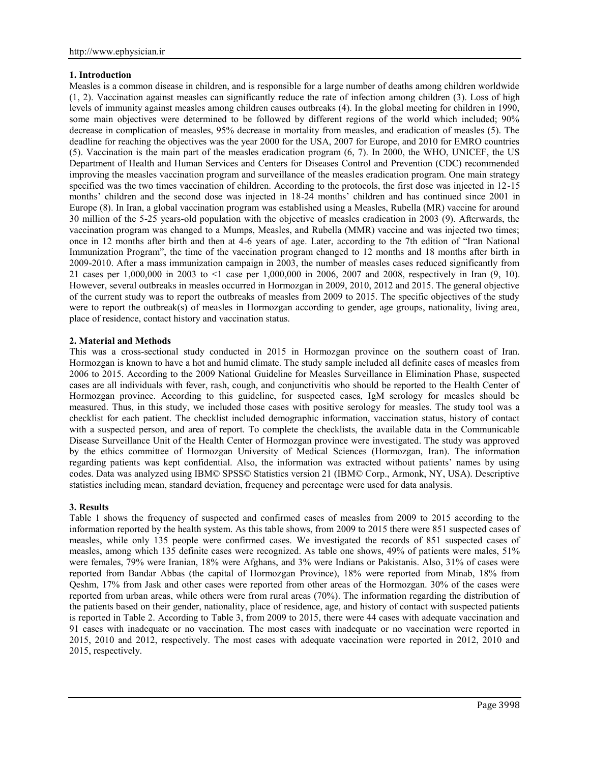## 1. Introduction

Measles is a common disease in children, and is responsible for a large number of deaths among children worldwide (1, 2). Vaccination against measles can significantly reduce the rate of infection among children (3). Loss of high levels of immunity against measles among children causes outbreaks (4). In the global meeting for children in 1990, some main objectives were determined to be followed by different regions of the world which included; 90% decrease in complication of measles, 95% decrease in mortality from measles, and eradication of measles (5). The deadline for reaching the objectives was the year 2000 for the USA, 2007 for Europe, and 2010 for EMRO countries (5). Vaccination is the main part of the measles eradication program (6, 7). In 2000, the WHO, UNICEF, the US Department of Health and Human Services and Centers for Diseases Control and Prevention (CDC) recommended improving the measles vaccination program and surveillance of the measles eradication program. One main strategy specified was the two times vaccination of children. According to the protocols, the first dose was injected in 12-15 months' children and the second dose was injected in 18-24 months' children and has continued since 2001 in Europe (8). In Iran, a global vaccination program was established using a Measles, Rubella (MR) vaccine for around 30 million of the 5-25 years-old population with the objective of measles eradication in 2003 (9). Afterwards, the vaccination program was changed to a Mumps, Measles, and Rubella (MMR) vaccine and was injected two times; once in 12 months after birth and then at 4-6 years of age. Later, according to the 7th edition of "Iran National Immunization Program", the time of the vaccination program changed to 12 months and 18 months after birth in 2009-2010. After a mass immunization campaign in 2003, the number of measles cases reduced significantly from 21 cases per 1,000,000 in 2003 to <1 case per 1,000,000 in 2006, 2007 and 2008, respectively in Iran (9, 10). However, several outbreaks in measles occurred in Hormozgan in 2009, 2010, 2012 and 2015. The general objective of the current study was to report the outbreaks of measles from 2009 to 2015. The specific objectives of the study were to report the outbreak(s) of measles in Hormozgan according to gender, age groups, nationality, living area, place of residence, contact history and vaccination status.

## 2. Material and Methods

This was a cross-sectional study conducted in 2015 in Hormozgan province on the southern coast of Iran. Hormozgan is known to have a hot and humid climate. The study sample included all definite cases of measles from 2006 to 2015. According to the 2009 National Guideline for Measles Surveillance in Elimination Phase, suspected cases are all individuals with fever, rash, cough, and conjunctivitis who should be reported to the Health Center of Hormozgan province. According to this guideline, for suspected cases, IgM serology for measles should be measured. Thus, in this study, we included those cases with positive serology for measles. The study tool was a checklist for each patient. The checklist included demographic information, vaccination status, history of contact with a suspected person, and area of report. To complete the checklists, the available data in the Communicable Disease Surveillance Unit of the Health Center of Hormozgan province were investigated. The study was approved by the ethics committee of Hormozgan University of Medical Sciences (Hormozgan, Iran). The information regarding patients was kept confidential. Also, the information was extracted without patients' names by using codes. Data was analyzed using IBM© SPSS© Statistics version 21 (IBM© Corp., Armonk, NY, USA). Descriptive statistics including mean, standard deviation, frequency and percentage were used for data analysis.

## 3. Results

Table 1 shows the frequency of suspected and confirmed cases of measles from 2009 to 2015 according to the information reported by the health system. As this table shows, from 2009 to 2015 there were 851 suspected cases of measles, while only 135 people were confirmed cases. We investigated the records of 851 suspected cases of measles, among which 135 definite cases were recognized. As table one shows, 49% of patients were males, 51% were females, 79% were Iranian, 18% were Afghans, and 3% were Indians or Pakistanis. Also, 31% of cases were reported from Bandar Abbas (the capital of Hormozgan Province), 18% were reported from Minab, 18% from Qeshm, 17% from Jask and other cases were reported from other areas of the Hormozgan. 30% of the cases were reported from urban areas, while others were from rural areas (70%). The information regarding the distribution of the patients based on their gender, nationality, place of residence, age, and history of contact with suspected patients is reported in Table 2. According to Table 3, from 2009 to 2015, there were 44 cases with adequate vaccination and 91 cases with inadequate or no vaccination. The most cases with inadequate or no vaccination were reported in 2015, 2010 and 2012, respectively. The most cases with adequate vaccination were reported in 2012, 2010 and 2015, respectively.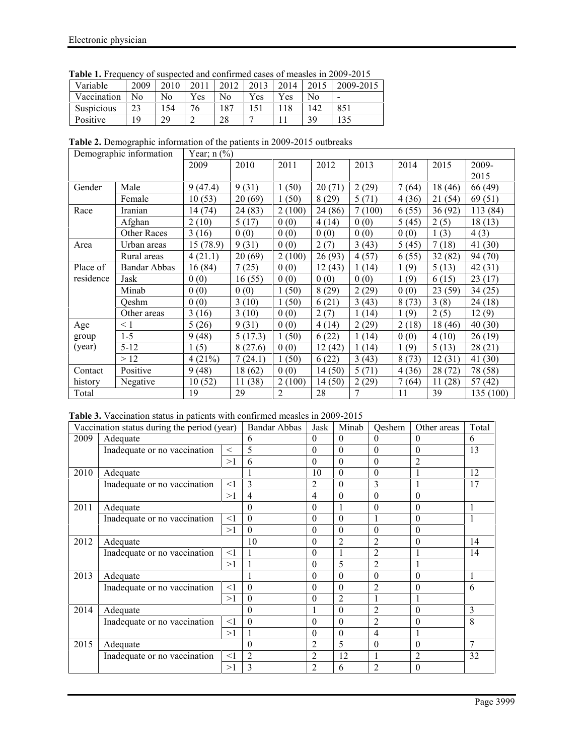**Table 1.** Frequency of suspected and confirmed cases of measles in 2009-2015

| Variable | 2009 | 2010 | 2011 | 2012 | 2013 | 2014 | 2015 | 2009-2015 |
|---|---|---|---|---|---|---|---|---|
| Vaccination | No | No | Yes | No | Yes | Yes | No | - |
| Suspicious | 23 | 154 | 76 | 187 | 151 | 118 | 142 | 851 |
| Positive | 19 | 29 | 2 | 28 | 7 | 11 | 39 | 135 |

**Table 2.** Demographic information of the patients in 2009-2015 outbreaks

| Demographic information | | Year; n (%) | | | | | | | |
|---|---|---|---|---|---|---|---|---|---|
| | | 2009 | 2010 | 2011 | 2012 | 2013 | 2014 | 2015 | 2009-2015 |
| Gender | Male | 9 (47.4) | 9 (31) | 1 (50) | 20 (71) | 2 (29) | 7 (64) | 18 (46) | 66 (49) |
| | Female | 10 (53) | 20 (69) | 1 (50) | 8 (29) | 5 (71) | 4 (36) | 21 (54) | 69 (51) |
| Race | Iranian | 14 (74) | 24 (83) | 2 (100) | 24 (86) | 7 (100) | 6 (55) | 36 (92) | 113 (84) |
| | Afghan | 2 (10) | 5 (17) | 0 (0) | 4 (14) | 0 (0) | 5 (45) | 2 (5) | 18 (13) |
| | Other Races | 3 (16) | 0 (0) | 0 (0) | 0 (0) | 0 (0) | 0 (0) | 1 (3) | 4 (3) |
| Area | Urban areas | 15 (78.9) | 9 (31) | 0 (0) | 2 (7) | 3 (43) | 5 (45) | 7 (18) | 41 (30) |
| | Rural areas | 4 (21.1) | 20 (69) | 2 (100) | 26 (93) | 4 (57) | 6 (55) | 32 (82) | 94 (70) |
| Place of residence | Bandar Abbas | 16 (84) | 7 (25) | 0 (0) | 12 (43) | 1 (14) | 1 (9) | 5 (13) | 42 (31) |
| | Jask | 0 (0) | 16 (55) | 0 (0) | 0 (0) | 0 (0) | 1 (9) | 6 (15) | 23 (17) |
| | Minab | 0 (0) | 0 (0) | 1 (50) | 8 (29) | 2 (29) | 0 (0) | 23 (59) | 34 (25) |
| | Qeshm | 0 (0) | 3 (10) | 1 (50) | 6 (21) | 3 (43) | 8 (73) | 3 (8) | 24 (18) |
| | Other areas | 3 (16) | 3 (10) | 0 (0) | 2 (7) | 1 (14) | 1 (9) | 2 (5) | 12 (9) |
| Age group (year) | < 1 | 5 (26) | 9 (31) | 0 (0) | 4 (14) | 2 (29) | 2 (18) | 18 (46) | 40 (30) |
| | 1-5 | 9 (48) | 5 (17.3) | 1 (50) | 6 (22) | 1 (14) | 0 (0) | 4 (10) | 26 (19) |
| | 5-12 | 1 (5) | 8 (27.6) | 0 (0) | 12 (42) | 1 (14) | 1 (9) | 5 (13) | 28 (21) |
| | > 12 | 4 (21%) | 7 (24.1) | 1 (50) | 6 (22) | 3 (43) | 8 (73) | 12 (31) | 41 (30) |
| Contact history | Positive | 9 (48) | 18 (62) | 0 (0) | 14 (50) | 5 (71) | 4 (36) | 28 (72) | 78 (58) |
| | Negative | 10 (52) | 11 (38) | 2 (100) | 14 (50) | 2 (29) | 7 (64) | 11 (28) | 57 (42) |
| Total | | 19 | 29 | 2 | 28 | 7 | 11 | 39 | 135 (100) |

**Table 3.** Vaccination status in patients with confirmed measles in 2009-2015

| Vaccination status during the period (year) | | | Bandar Abbas | Jask | Minab | Qeshem | Other areas | Total |
|---|---|---|---|---|---|---|---|---|
| 2009 | Adequate | | 6 | 0 | 0 | 0 | 0 | 6 |
| | Inadequate or no vaccination | < | 5 | 0 | 0 | 0 | 0 | 13 |
| | | >1 | 6 | 0 | 0 | 0 | 2 | |
| 2010 | Adequate | | 1 | 10 | 0 | 0 | 1 | 12 |
| | Inadequate or no vaccination | <1 | 3 | 2 | 0 | 3 | 1 | 17 |
| | | >1 | 4 | 4 | 0 | 0 | 0 | |
| 2011 | Adequate | | 0 | 0 | 1 | 0 | 0 | 1 |
| | Inadequate or no vaccination | <1 | 0 | 0 | 0 | 1 | 0 | 1 |
| | | >1 | 0 | 0 | 0 | 0 | 0 | |
| 2012 | Adequate | | 10 | 0 | 2 | 2 | 0 | 14 |
| | Inadequate or no vaccination | <1 | 1 | 0 | 1 | 2 | 1 | 14 |
| | | >1 | 1 | 0 | 5 | 2 | 1 | |
| 2013 | Adequate | | 1 | 0 | 0 | 0 | 0 | 1 |
| | Inadequate or no vaccination | <1 | 0 | 0 | 0 | 2 | 0 | 6 |
| | | >1 | 0 | 0 | 2 | 1 | 1 | |
| 2014 | Adequate | | 0 | 1 | 0 | 2 | 0 | 3 |
| | Inadequate or no vaccination | <1 | 0 | 0 | 0 | 2 | 0 | 8 |
| | | >1 | 1 | 0 | 0 | 4 | 1 | |
| 2015 | Adequate | | 0 | 2 | 5 | 0 | 0 | 7 |
| | Inadequate or no vaccination | <1 | 2 | 2 | 12 | 1 | 2 | 32 |
| | | >1 | 3 | 2 | 6 | 2 | 0 | |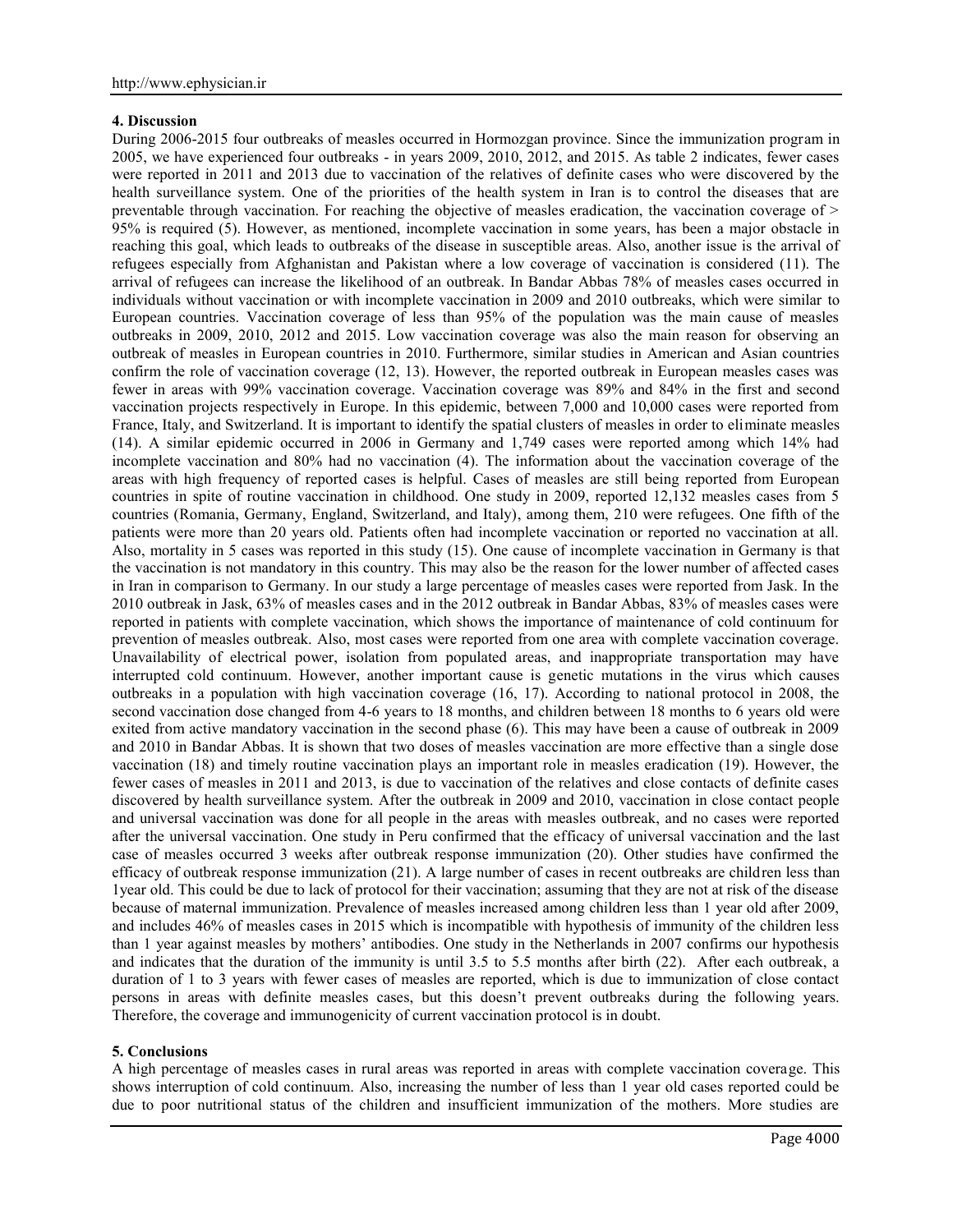## 4. Discussion

During 2006-2015 four outbreaks of measles occurred in Hormozgan province. Since the immunization program in 2005, we have experienced four outbreaks - in years 2009, 2010, 2012, and 2015. As table 2 indicates, fewer cases were reported in 2011 and 2013 due to vaccination of the relatives of definite cases who were discovered by the health surveillance system. One of the priorities of the health system in Iran is to control the diseases that are preventable through vaccination. For reaching the objective of measles eradication, the vaccination coverage of > 95% is required (5). However, as mentioned, incomplete vaccination in some years, has been a major obstacle in reaching this goal, which leads to outbreaks of the disease in susceptible areas. Also, another issue is the arrival of refugees especially from Afghanistan and Pakistan where a low coverage of vaccination is considered (11). The arrival of refugees can increase the likelihood of an outbreak. In Bandar Abbas 78% of measles cases occurred in individuals without vaccination or with incomplete vaccination in 2009 and 2010 outbreaks, which were similar to European countries. Vaccination coverage of less than 95% of the population was the main cause of measles outbreaks in 2009, 2010, 2012 and 2015. Low vaccination coverage was also the main reason for observing an outbreak of measles in European countries in 2010. Furthermore, similar studies in American and Asian countries confirm the role of vaccination coverage (12, 13). However, the reported outbreak in European measles cases was fewer in areas with 99% vaccination coverage. Vaccination coverage was 89% and 84% in the first and second vaccination projects respectively in Europe. In this epidemic, between 7,000 and 10,000 cases were reported from France, Italy, and Switzerland. It is important to identify the spatial clusters of measles in order to eliminate measles (14). A similar epidemic occurred in 2006 in Germany and 1,749 cases were reported among which 14% had incomplete vaccination and 80% had no vaccination (4). The information about the vaccination coverage of the areas with high frequency of reported cases is helpful. Cases of measles are still being reported from European countries in spite of routine vaccination in childhood. One study in 2009, reported 12,132 measles cases from 5 countries (Romania, Germany, England, Switzerland, and Italy), among them, 210 were refugees. One fifth of the patients were more than 20 years old. Patients often had incomplete vaccination or reported no vaccination at all. Also, mortality in 5 cases was reported in this study (15). One cause of incomplete vaccination in Germany is that the vaccination is not mandatory in this country. This may also be the reason for the lower number of affected cases in Iran in comparison to Germany. In our study a large percentage of measles cases were reported from Jask. In the 2010 outbreak in Jask, 63% of measles cases and in the 2012 outbreak in Bandar Abbas, 83% of measles cases were reported in patients with complete vaccination, which shows the importance of maintenance of cold continuum for prevention of measles outbreak. Also, most cases were reported from one area with complete vaccination coverage. Unavailability of electrical power, isolation from populated areas, and inappropriate transportation may have interrupted cold continuum. However, another important cause is genetic mutations in the virus which causes outbreaks in a population with high vaccination coverage (16, 17). According to national protocol in 2008, the second vaccination dose changed from 4-6 years to 18 months, and children between 18 months to 6 years old were exited from active mandatory vaccination in the second phase (6). This may have been a cause of outbreak in 2009 and 2010 in Bandar Abbas. It is shown that two doses of measles vaccination are more effective than a single dose vaccination (18) and timely routine vaccination plays an important role in measles eradication (19). However, the fewer cases of measles in 2011 and 2013, is due to vaccination of the relatives and close contacts of definite cases discovered by health surveillance system. After the outbreak in 2009 and 2010, vaccination in close contact people and universal vaccination was done for all people in the areas with measles outbreak, and no cases were reported after the universal vaccination. One study in Peru confirmed that the efficacy of universal vaccination and the last case of measles occurred 3 weeks after outbreak response immunization (20). Other studies have confirmed the efficacy of outbreak response immunization (21). A large number of cases in recent outbreaks are children less than 1year old. This could be due to lack of protocol for their vaccination; assuming that they are not at risk of the disease because of maternal immunization. Prevalence of measles increased among children less than 1 year old after 2009, and includes 46% of measles cases in 2015 which is incompatible with hypothesis of immunity of the children less than 1 year against measles by mothers' antibodies. One study in the Netherlands in 2007 confirms our hypothesis and indicates that the duration of the immunity is until 3.5 to 5.5 months after birth (22). After each outbreak, a duration of 1 to 3 years with fewer cases of measles are reported, which is due to immunization of close contact persons in areas with definite measles cases, but this doesn't prevent outbreaks during the following years. Therefore, the coverage and immunogenicity of current vaccination protocol is in doubt.

## 5. Conclusions

A high percentage of measles cases in rural areas was reported in areas with complete vaccination coverage. This shows interruption of cold continuum. Also, increasing the number of less than 1 year old cases reported could be due to poor nutritional status of the children and insufficient immunization of the mothers. More studies are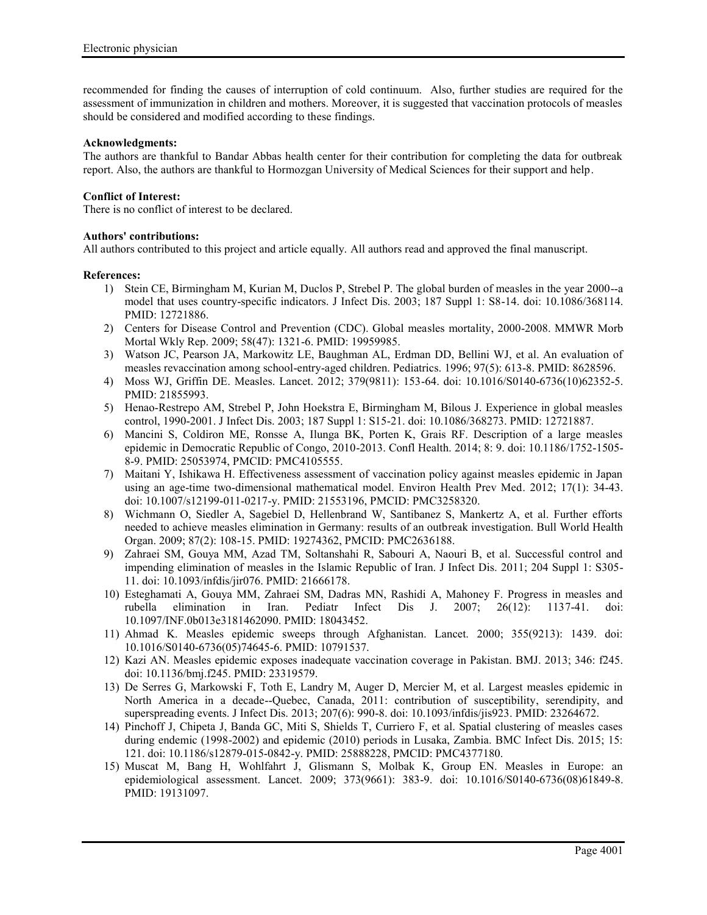recommended for finding the causes of interruption of cold continuum. Also, further studies are required for the assessment of immunization in children and mothers. Moreover, it is suggested that vaccination protocols of measles should be considered and modified according to these findings.

**Acknowledgments:**
The authors are thankful to Bandar Abbas health center for their contribution for completing the data for outbreak report. Also, the authors are thankful to Hormozgan University of Medical Sciences for their support and help.

**Conflict of Interest:**
There is no conflict of interest to be declared.

**Authors' contributions:**
All authors contributed to this project and article equally. All authors read and approved the final manuscript.

**References:**

1) Stein CE, Birmingham M, Kurian M, Duclos P, Strebel P. The global burden of measles in the year 2000--a model that uses country-specific indicators. J Infect Dis. 2003; 187 Suppl 1: S8-14. doi: 10.1086/368114. PMID: 12721886.
2) Centers for Disease Control and Prevention (CDC). Global measles mortality, 2000-2008. MMWR Morb Mortal Wkly Rep. 2009; 58(47): 1321-6. PMID: 19959985.
3) Watson JC, Pearson JA, Markowitz LE, Baughman AL, Erdman DD, Bellini WJ, et al. An evaluation of measles revaccination among school-entry-aged children. Pediatrics. 1996; 97(5): 613-8. PMID: 8628596.
4) Moss WJ, Griffin DE. Measles. Lancet. 2012; 379(9811): 153-64. doi: 10.1016/S0140-6736(10)62352-5. PMID: 21855993.
5) Henao-Restrepo AM, Strebel P, John Hoekstra E, Birmingham M, Bilous J. Experience in global measles control, 1990-2001. J Infect Dis. 2003; 187 Suppl 1: S15-21. doi: 10.1086/368273. PMID: 12721887.
6) Mancini S, Coldiron ME, Ronsse A, Ilunga BK, Porten K, Grais RF. Description of a large measles epidemic in Democratic Republic of Congo, 2010-2013. Confl Health. 2014; 8: 9. doi: 10.1186/1752-1505-8-9. PMID: 25053974, PMCID: PMC4105555.
7) Maitani Y, Ishikawa H. Effectiveness assessment of vaccination policy against measles epidemic in Japan using an age-time two-dimensional mathematical model. Environ Health Prev Med. 2012; 17(1): 34-43. doi: 10.1007/s12199-011-0217-y. PMID: 21553196, PMCID: PMC3258320.
8) Wichmann O, Siedler A, Sagebiel D, Hellenbrand W, Santibanez S, Mankertz A, et al. Further efforts needed to achieve measles elimination in Germany: results of an outbreak investigation. Bull World Health Organ. 2009; 87(2): 108-15. PMID: 19274362, PMCID: PMC2636188.
9) Zahraei SM, Gouya MM, Azad TM, Soltanshahi R, Sabouri A, Naouri B, et al. Successful control and impending elimination of measles in the Islamic Republic of Iran. J Infect Dis. 2011; 204 Suppl 1: S305-11. doi: 10.1093/infdis/jir076. PMID: 21666178.
10) Esteghamati A, Gouya MM, Zahraei SM, Dadras MN, Rashidi A, Mahoney F. Progress in measles and rubella elimination in Iran. Pediatr Infect Dis J. 2007; 26(12): 1137-41. doi: 10.1097/INF.0b013e3181462090. PMID: 18043452.
11) Ahmad K. Measles epidemic sweeps through Afghanistan. Lancet. 2000; 355(9213): 1439. doi: 10.1016/S0140-6736(05)74645-6. PMID: 10791537.
12) Kazi AN. Measles epidemic exposes inadequate vaccination coverage in Pakistan. BMJ. 2013; 346: f245. doi: 10.1136/bmj.f245. PMID: 23319579.
13) De Serres G, Markowski F, Toth E, Landry M, Auger D, Mercier M, et al. Largest measles epidemic in North America in a decade--Quebec, Canada, 2011: contribution of susceptibility, serendipity, and superspreading events. J Infect Dis. 2013; 207(6): 990-8. doi: 10.1093/infdis/jis923. PMID: 23264672.
14) Pinchoff J, Chipeta J, Banda GC, Miti S, Shields T, Curriero F, et al. Spatial clustering of measles cases during endemic (1998-2002) and epidemic (2010) periods in Lusaka, Zambia. BMC Infect Dis. 2015; 15: 121. doi: 10.1186/s12879-015-0842-y. PMID: 25888228, PMCID: PMC4377180.
15) Muscat M, Bang H, Wohlfahrt J, Glismann S, Molbak K, Group EN. Measles in Europe: an epidemiological assessment. Lancet. 2009; 373(9661): 383-9. doi: 10.1016/S0140-6736(08)61849-8. PMID: 19131097.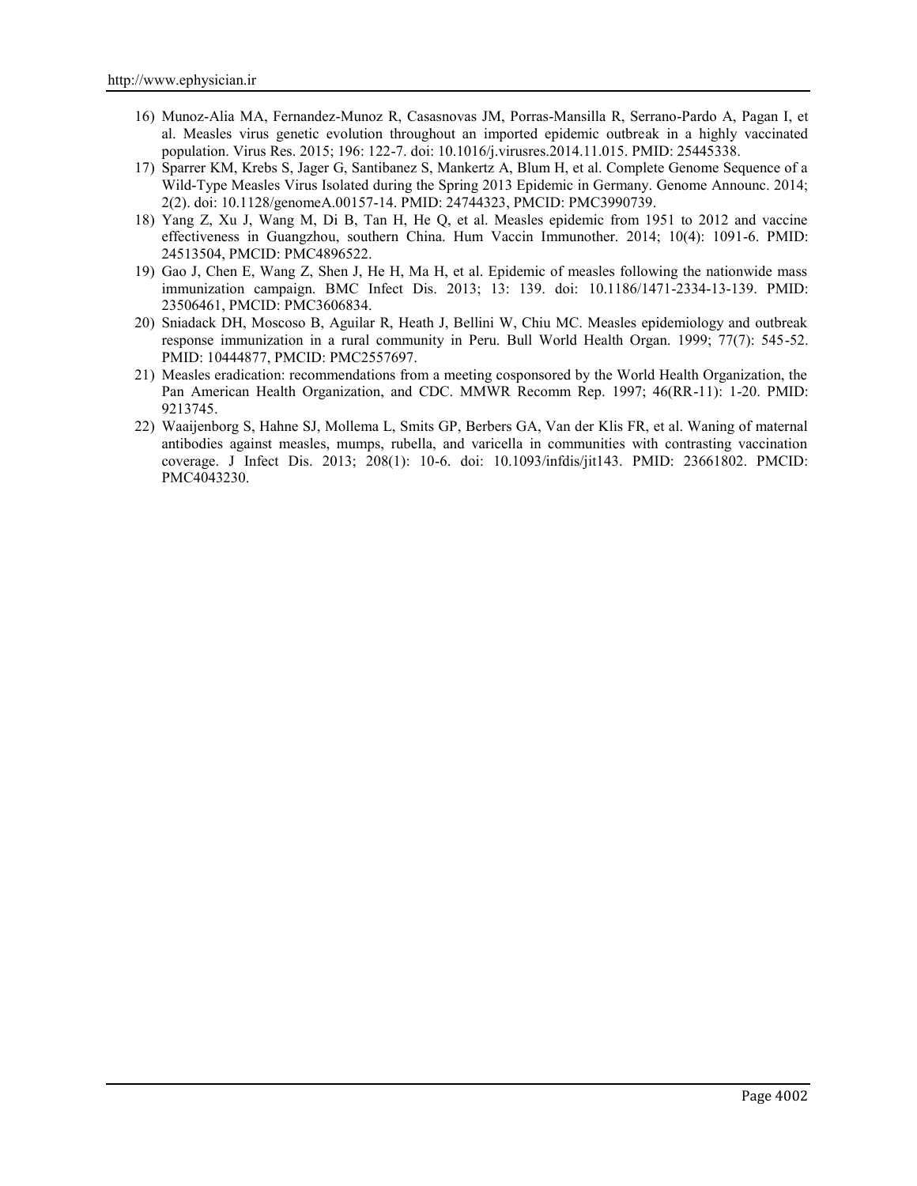16) Munoz-Alia MA, Fernandez-Munoz R, Casasnovas JM, Porras-Mansilla R, Serrano-Pardo A, Pagan I, et al. Measles virus genetic evolution throughout an imported epidemic outbreak in a highly vaccinated population. Virus Res. 2015; 196: 122-7. doi: 10.1016/j.virusres.2014.11.015. PMID: 25445338.
17) Sparrer KM, Krebs S, Jager G, Santibanez S, Mankertz A, Blum H, et al. Complete Genome Sequence of a Wild-Type Measles Virus Isolated during the Spring 2013 Epidemic in Germany. Genome Announc. 2014; 2(2). doi: 10.1128/genomeA.00157-14. PMID: 24744323, PMCID: PMC3990739.
18) Yang Z, Xu J, Wang M, Di B, Tan H, He Q, et al. Measles epidemic from 1951 to 2012 and vaccine effectiveness in Guangzhou, southern China. Hum Vaccin Immunother. 2014; 10(4): 1091-6. PMID: 24513504, PMCID: PMC4896522.
19) Gao J, Chen E, Wang Z, Shen J, He H, Ma H, et al. Epidemic of measles following the nationwide mass immunization campaign. BMC Infect Dis. 2013; 13: 139. doi: 10.1186/1471-2334-13-139. PMID: 23506461, PMCID: PMC3606834.
20) Sniadack DH, Moscoso B, Aguilar R, Heath J, Bellini W, Chiu MC. Measles epidemiology and outbreak response immunization in a rural community in Peru. Bull World Health Organ. 1999; 77(7): 545-52. PMID: 10444877, PMCID: PMC2557697.
21) Measles eradication: recommendations from a meeting cosponsored by the World Health Organization, the Pan American Health Organization, and CDC. MMWR Recomm Rep. 1997; 46(RR-11): 1-20. PMID: 9213745.
22) Waaijenborg S, Hahne SJ, Mollema L, Smits GP, Berbers GA, Van der Klis FR, et al. Waning of maternal antibodies against measles, mumps, rubella, and varicella in communities with contrasting vaccination coverage. J Infect Dis. 2013; 208(1): 10-6. doi: 10.1093/infdis/jit143. PMID: 23661802. PMCID: PMC4043230.